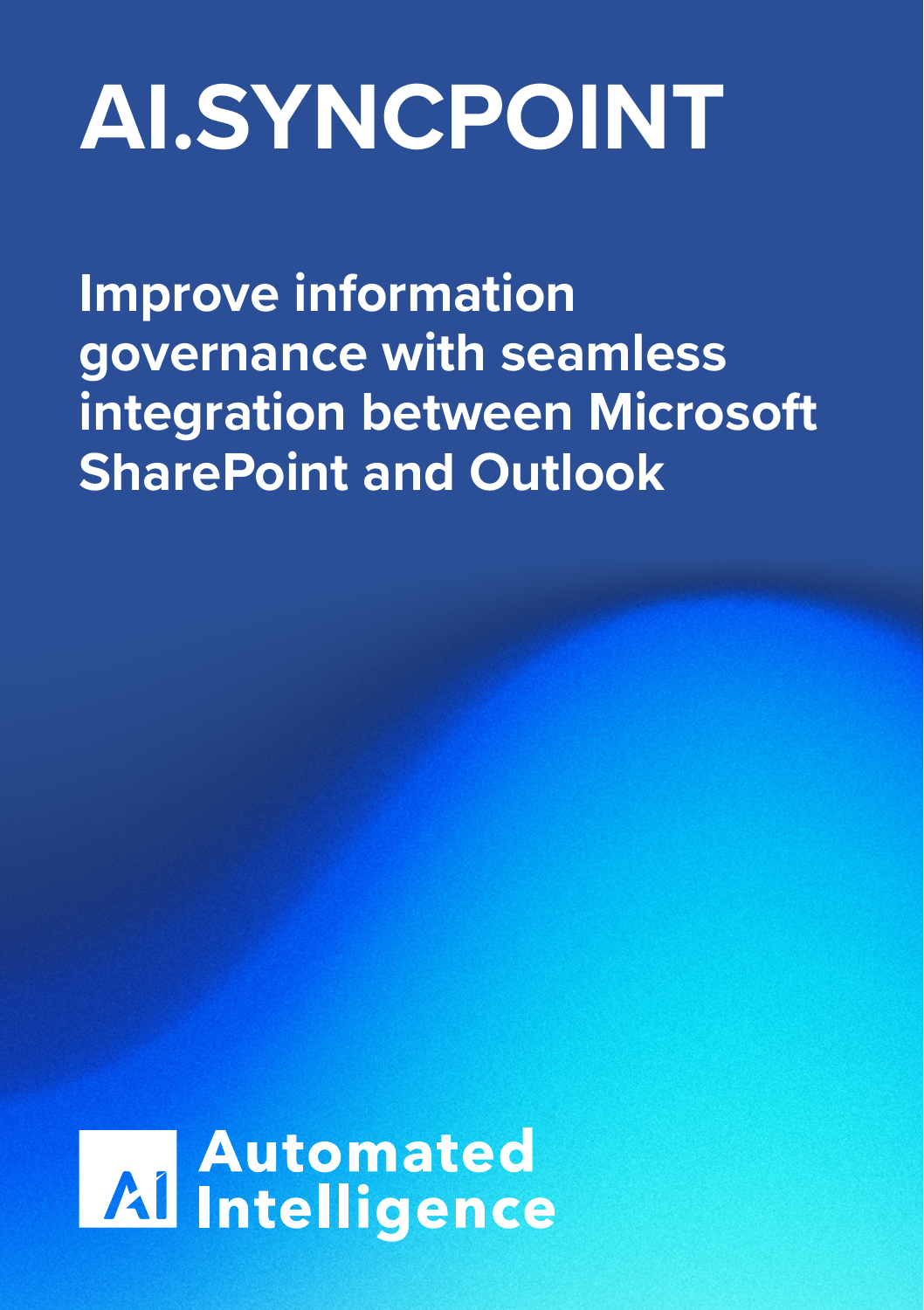# AI.SYNCPOINT

## Improve information governance with seamless integration between Microsoft SharePoint and Outlook

Automated Intelligence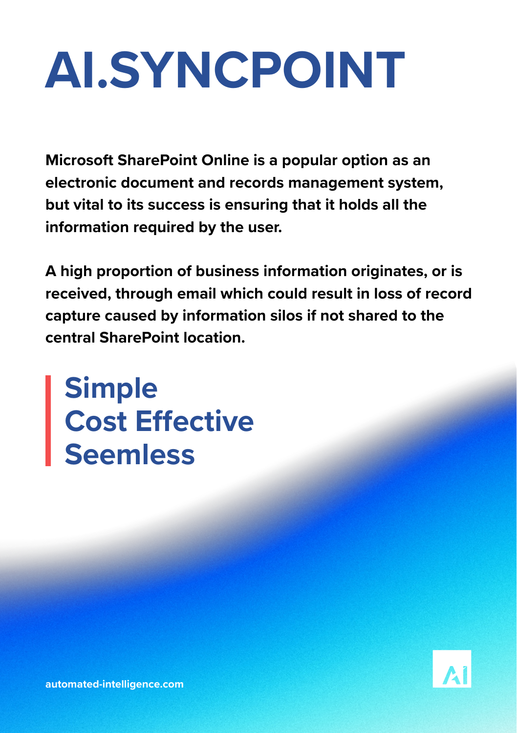# AI.SYNCPOINT

**Microsoft SharePoint Online is a popular option as an electronic document and records management system, but vital to its success is ensuring that it holds all the information required by the user.**

**A high proportion of business information originates, or is received, through email which could result in loss of record capture caused by information silos if not shared to the central SharePoint location.**

## Simple
## Cost Effective
## Seemless

automated-intelligence.com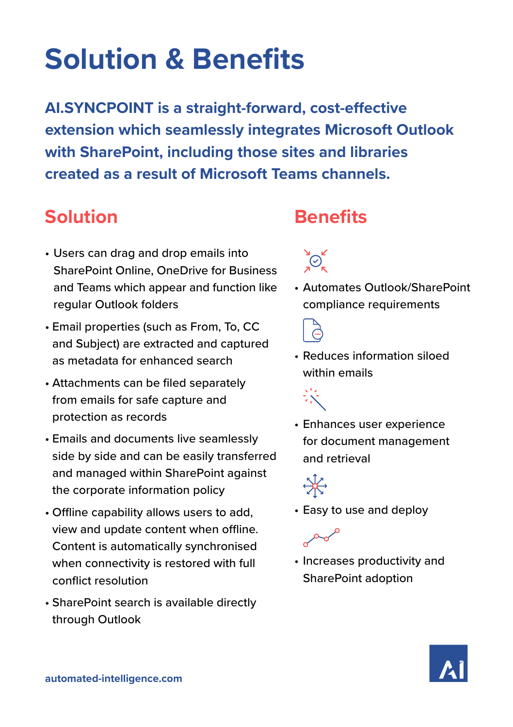# Solution & Benefits

**AI.SYNCPOINT is a straight-forward, cost-effective extension which seamlessly integrates Microsoft Outlook with SharePoint, including those sites and libraries created as a result of Microsoft Teams channels.**

## Solution

- Users can drag and drop emails into SharePoint Online, OneDrive for Business and Teams which appear and function like regular Outlook folders
- Email properties (such as From, To, CC and Subject) are extracted and captured as metadata for enhanced search
- Attachments can be filed separately from emails for safe capture and protection as records
- Emails and documents live seamlessly side by side and can be easily transferred and managed within SharePoint against the corporate information policy
- Offline capability allows users to add, view and update content when offline. Content is automatically synchronised when connectivity is restored with full conflict resolution
- SharePoint search is available directly through Outlook

## Benefits

- Automates Outlook/SharePoint compliance requirements
- Reduces information siloed within emails
- Enhances user experience for document management and retrieval
- Easy to use and deploy
- Increases productivity and SharePoint adoption

automated-intelligence.com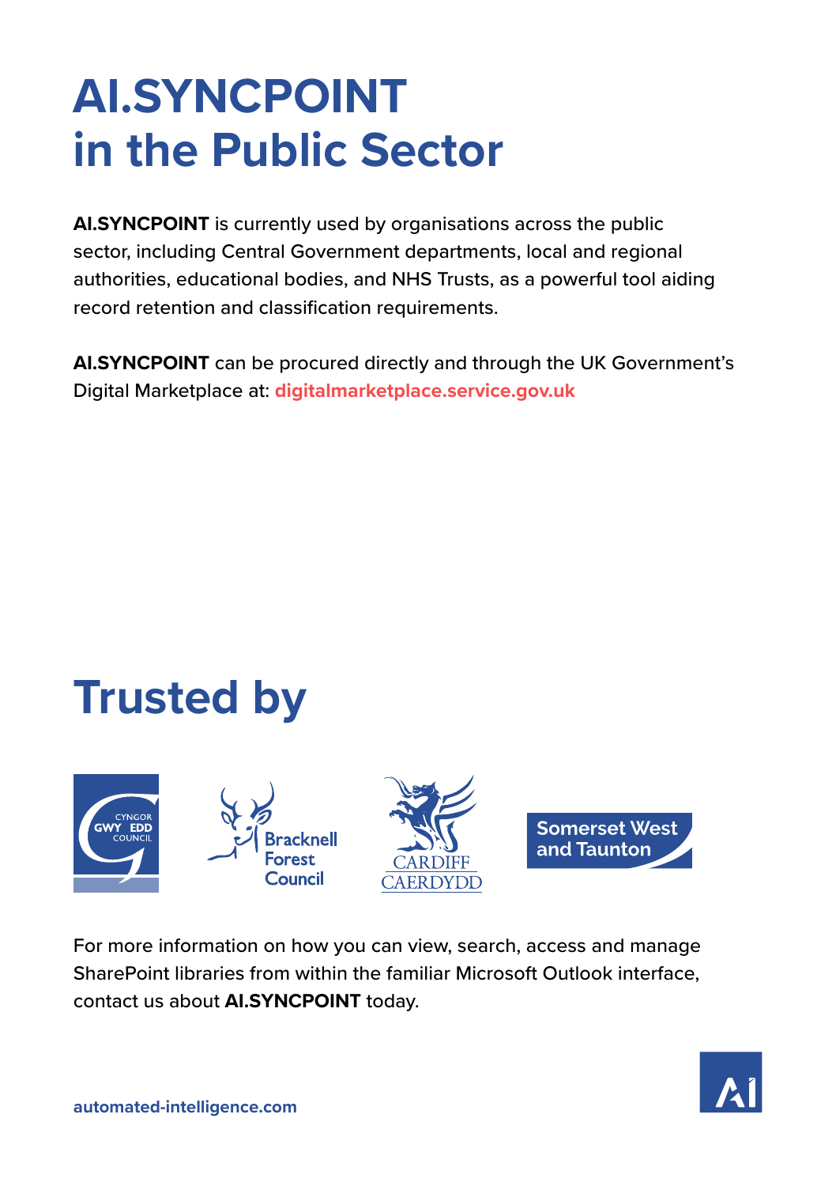# AI.SYNCPOINT in the Public Sector

**AI.SYNCPOINT** is currently used by organisations across the public sector, including Central Government departments, local and regional authorities, educational bodies, and NHS Trusts, as a powerful tool aiding record retention and classification requirements.

**AI.SYNCPOINT** can be procured directly and through the UK Government's Digital Marketplace at: **digitalmarketplace.service.gov.uk**

# Trusted by

For more information on how you can view, search, access and manage SharePoint libraries from within the familiar Microsoft Outlook interface, contact us about **AI.SYNCPOINT** today.

**automated-intelligence.com**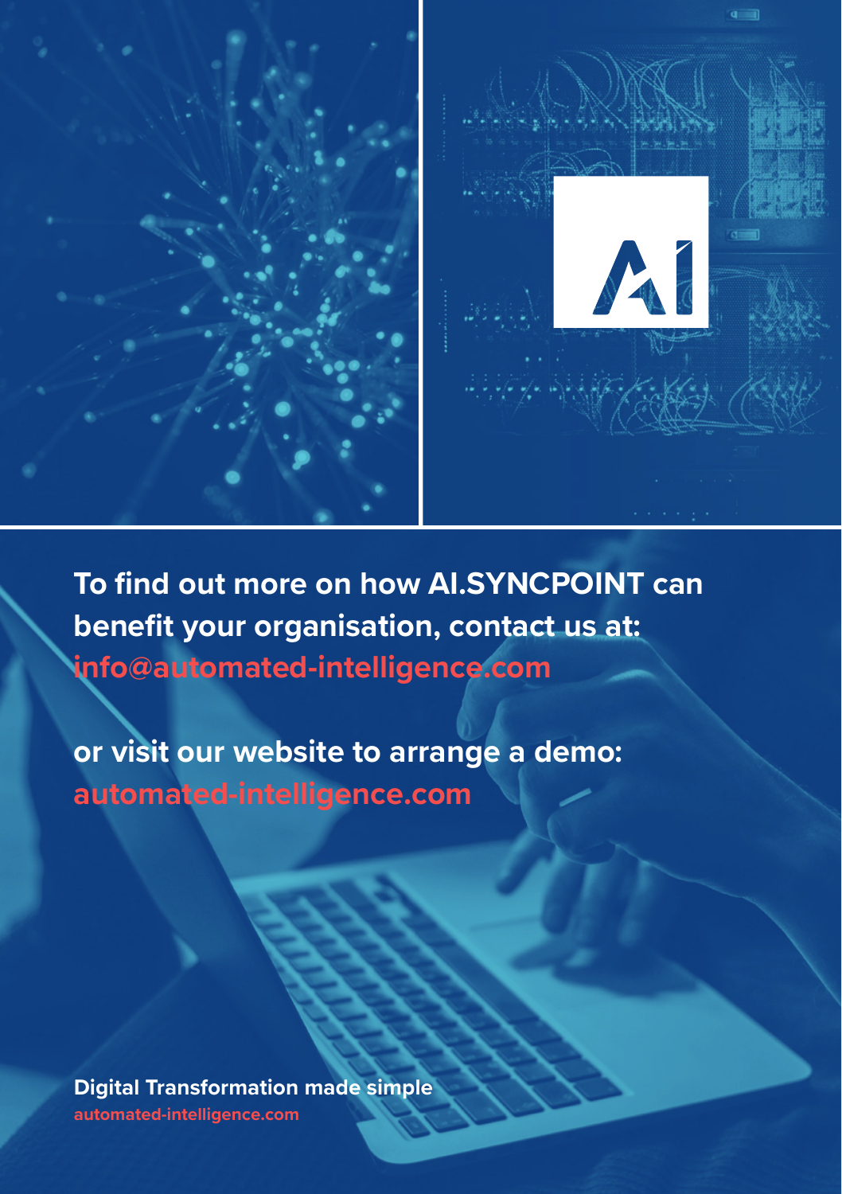**To find out more on how AI.SYNCPOINT can benefit your organisation, contact us at:**
**info@automated-intelligence.com**

**or visit our website to arrange a demo:**
**automated-intelligence.com**

**Digital Transformation made simple**
**automated-intelligence.com**